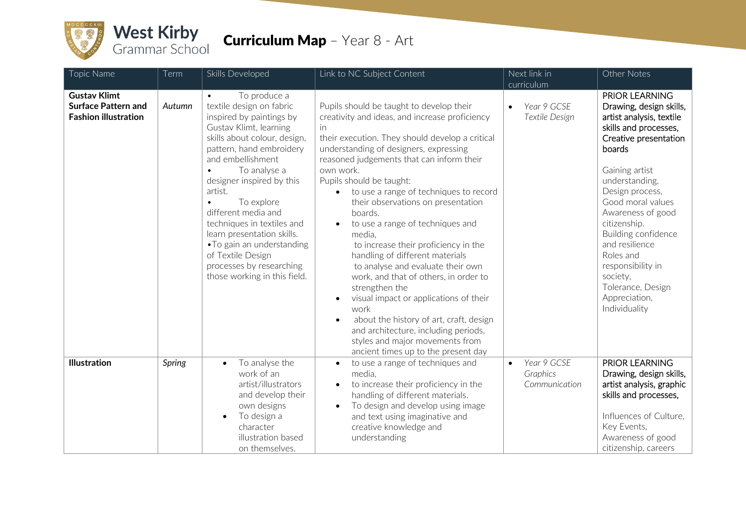# West Kirby Grammar School

## Curriculum Map – Year 8 - Art

| Topic Name | Term | Skills Developed | Link to NC Subject Content | Next link in curriculum | Other Notes |
|---|---|---|---|---|---|
| **Gustav Klimt Surface Pattern and Fashion illustration** | *Autumn* | • To produce a textile design on fabric inspired by paintings by Gustav Klimt, learning skills about colour, design, pattern, hand embroidery and embellishment<br>• To analyse a designer inspired by this artist.<br>• To explore different media and techniques in textiles and learn presentation skills.<br>• To gain an understanding of Textile Design processes by researching those working in this field. | Pupils should be taught to develop their creativity and ideas, and increase proficiency in their execution. They should develop a critical understanding of designers, expressing reasoned judgements that can inform their own work.<br>Pupils should be taught:<br>• to use a range of techniques to record their observations on presentation boards.<br>• to use a range of techniques and media, to increase their proficiency in the handling of different materials to analyse and evaluate their own work, and that of others, in order to strengthen the<br>• visual impact or applications of their work<br>• about the history of art, craft, design and architecture, including periods, styles and major movements from ancient times up to the present day | • *Year 9 GCSE Textile Design* | PRIOR LEARNING Drawing, design skills, artist analysis, textile skills and processes, Creative presentation boards<br><br>Gaining artist understanding, Design process, Good moral values Awareness of good citizenship. Building confidence and resilience Roles and responsibility in society, Tolerance, Design Appreciation, Individuality |
| **Illustration** | *Spring* | • To analyse the work of an artist/illustrators and develop their own designs<br>• To design a character illustration based on themselves. | • to use a range of techniques and media,<br>• to increase their proficiency in the handling of different materials.<br>• To design and develop using image and text using imaginative and creative knowledge and understanding | • *Year 9 GCSE Graphics Communication* | PRIOR LEARNING Drawing, design skills, artist analysis, graphic skills and processes,<br><br>Influences of Culture, Key Events, Awareness of good citizenship, careers |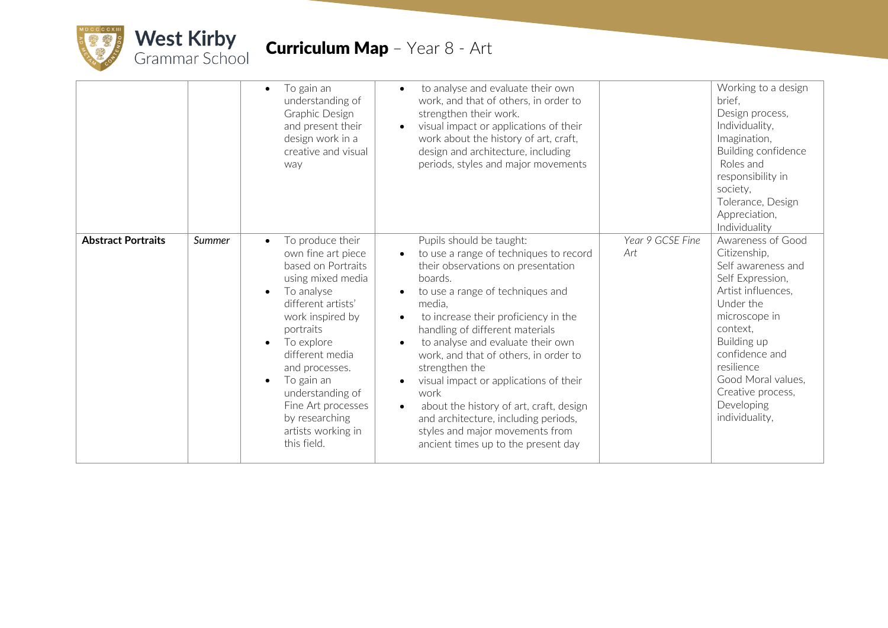# Curriculum Map – Year 8 - Art

| | | | | | |
|---|---|---|---|---|---|
| | | • To gain an understanding of Graphic Design and present their design work in a creative and visual way | • to analyse and evaluate their own work, and that of others, in order to strengthen their work.<br>• visual impact or applications of their work about the history of art, craft, design and architecture, including periods, styles and major movements | | Working to a design brief,<br>Design process,<br>Individuality,<br>Imagination,<br>Building confidence<br>Roles and responsibility in society,<br>Tolerance, Design Appreciation,<br>Individuality |
| **Abstract Portraits** | *Summer* | • To produce their own fine art piece based on Portraits using mixed media<br>• To analyse different artists' work inspired by portraits<br>• To explore different media and processes.<br>• To gain an understanding of Fine Art processes by researching artists working in this field. | Pupils should be taught:<br>• to use a range of techniques to record their observations on presentation boards.<br>• to use a range of techniques and media,<br>• to increase their proficiency in the handling of different materials<br>• to analyse and evaluate their own work, and that of others, in order to strengthen the<br>• visual impact or applications of their work<br>• about the history of art, craft, design and architecture, including periods, styles and major movements from ancient times up to the present day | *Year 9 GCSE Fine Art* | Awareness of Good Citizenship,<br>Self awareness and Self Expression,<br>Artist influences,<br>Under the microscope in context,<br>Building up confidence and resilience<br>Good Moral values,<br>Creative process,<br>Developing individuality, |